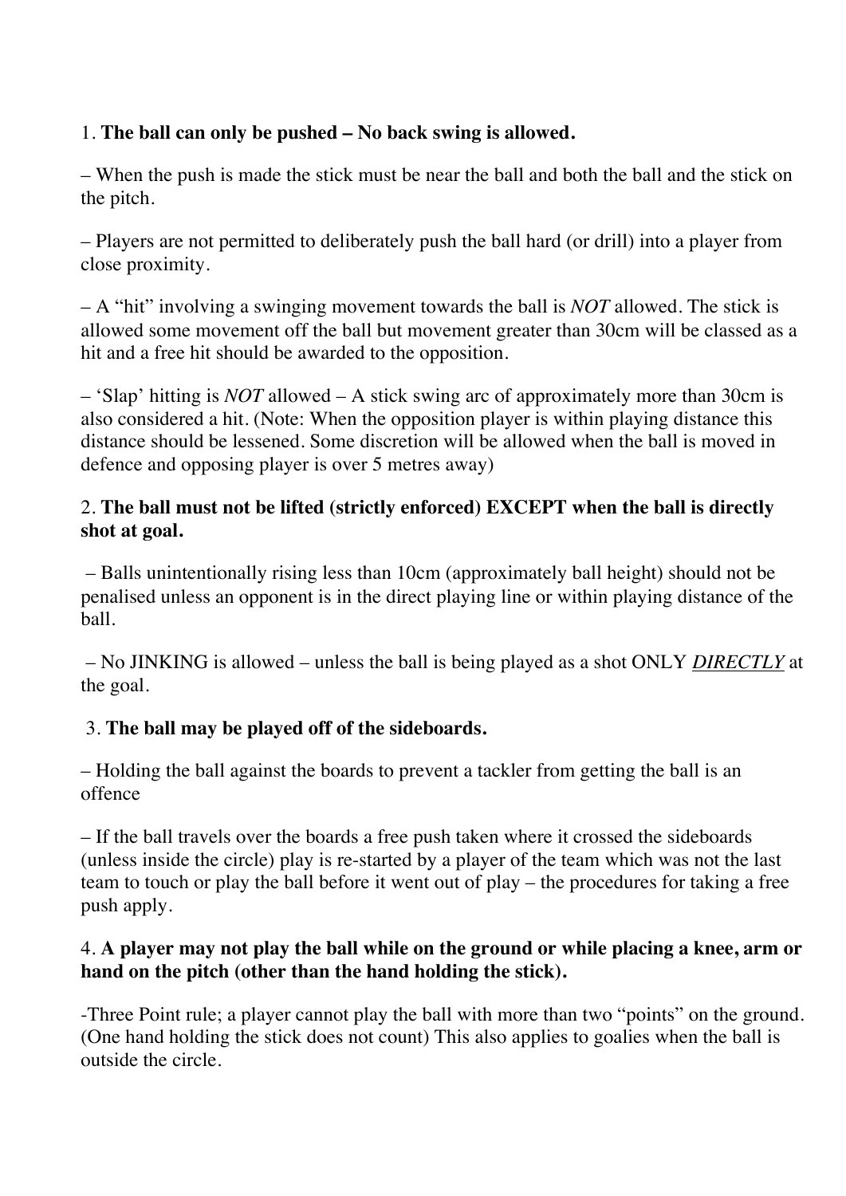1. **The ball can only be pushed – No back swing is allowed.**

– When the push is made the stick must be near the ball and both the ball and the stick on the pitch.

– Players are not permitted to deliberately push the ball hard (or drill) into a player from close proximity.

– A "hit" involving a swinging movement towards the ball is *NOT* allowed. The stick is allowed some movement off the ball but movement greater than 30cm will be classed as a hit and a free hit should be awarded to the opposition.

– 'Slap' hitting is *NOT* allowed – A stick swing arc of approximately more than 30cm is also considered a hit. (Note: When the opposition player is within playing distance this distance should be lessened. Some discretion will be allowed when the ball is moved in defence and opposing player is over 5 metres away)

2. **The ball must not be lifted (strictly enforced) EXCEPT when the ball is directly shot at goal.**

– Balls unintentionally rising less than 10cm (approximately ball height) should not be penalised unless an opponent is in the direct playing line or within playing distance of the ball.

– No JINKING is allowed – unless the ball is being played as a shot ONLY ***DIRECTLY*** at the goal.

3. **The ball may be played off of the sideboards.**

– Holding the ball against the boards to prevent a tackler from getting the ball is an offence

– If the ball travels over the boards a free push taken where it crossed the sideboards (unless inside the circle) play is re-started by a player of the team which was not the last team to touch or play the ball before it went out of play – the procedures for taking a free push apply.

4. **A player may not play the ball while on the ground or while placing a knee, arm or hand on the pitch (other than the hand holding the stick).**

-Three Point rule; a player cannot play the ball with more than two "points" on the ground. (One hand holding the stick does not count) This also applies to goalies when the ball is outside the circle.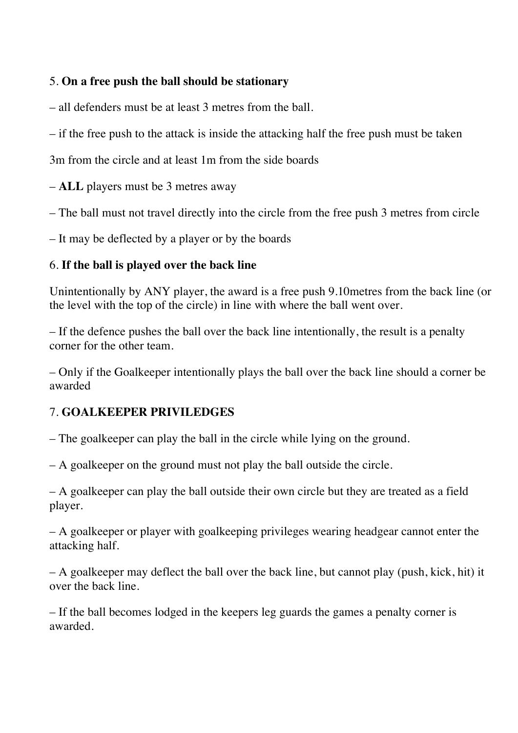5. **On a free push the ball should be stationary**

– all defenders must be at least 3 metres from the ball.

– if the free push to the attack is inside the attacking half the free push must be taken

3m from the circle and at least 1m from the side boards

– **ALL** players must be 3 metres away

– The ball must not travel directly into the circle from the free push 3 metres from circle

– It may be deflected by a player or by the boards

6. **If the ball is played over the back line**

Unintentionally by ANY player, the award is a free push 9.10metres from the back line (or the level with the top of the circle) in line with where the ball went over.

– If the defence pushes the ball over the back line intentionally, the result is a penalty corner for the other team.

– Only if the Goalkeeper intentionally plays the ball over the back line should a corner be awarded

7. **GOALKEEPER PRIVILEDGES**

– The goalkeeper can play the ball in the circle while lying on the ground.

– A goalkeeper on the ground must not play the ball outside the circle.

– A goalkeeper can play the ball outside their own circle but they are treated as a field player.

– A goalkeeper or player with goalkeeping privileges wearing headgear cannot enter the attacking half.

– A goalkeeper may deflect the ball over the back line, but cannot play (push, kick, hit) it over the back line.

– If the ball becomes lodged in the keepers leg guards the games a penalty corner is awarded.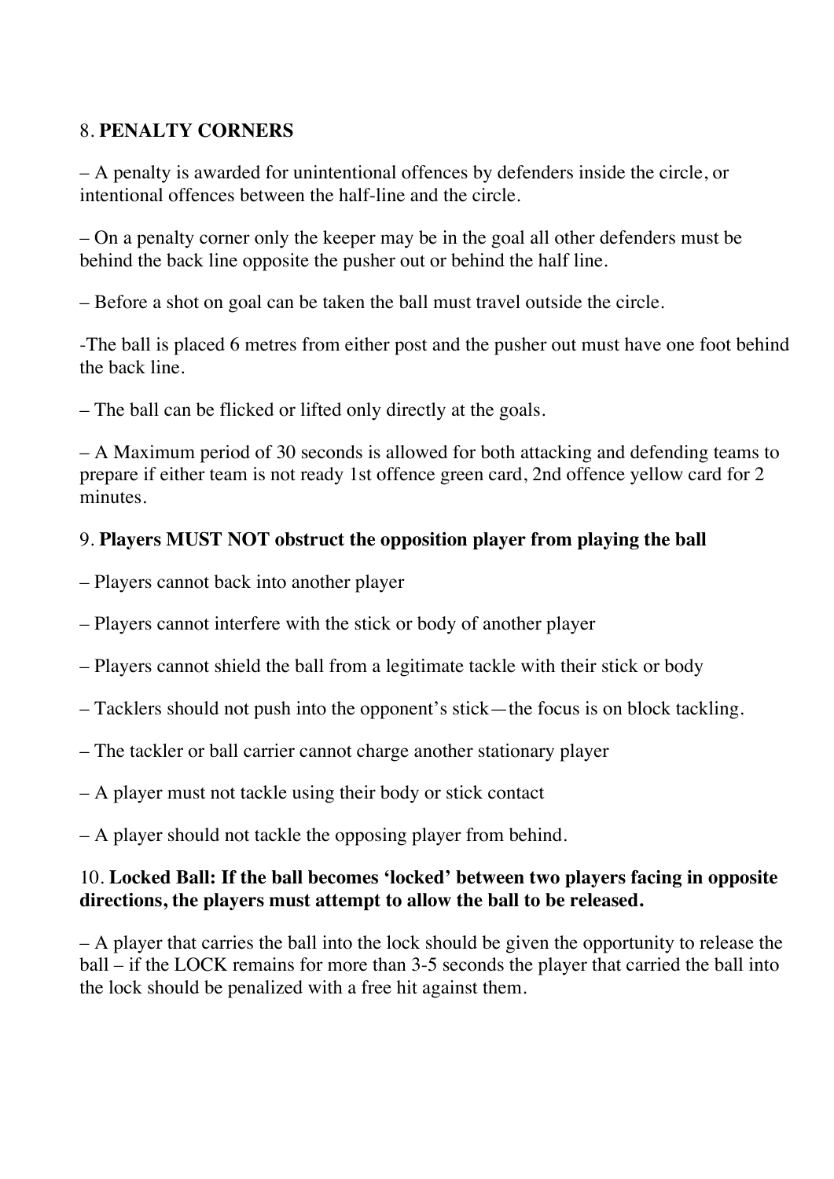8. **PENALTY CORNERS**

– A penalty is awarded for unintentional offences by defenders inside the circle, or intentional offences between the half-line and the circle.

– On a penalty corner only the keeper may be in the goal all other defenders must be behind the back line opposite the pusher out or behind the half line.

– Before a shot on goal can be taken the ball must travel outside the circle.

-The ball is placed 6 metres from either post and the pusher out must have one foot behind the back line.

– The ball can be flicked or lifted only directly at the goals.

– A Maximum period of 30 seconds is allowed for both attacking and defending teams to prepare if either team is not ready 1st offence green card, 2nd offence yellow card for 2 minutes.

9. **Players MUST NOT obstruct the opposition player from playing the ball**

– Players cannot back into another player

– Players cannot interfere with the stick or body of another player

– Players cannot shield the ball from a legitimate tackle with their stick or body

– Tacklers should not push into the opponent's stick—the focus is on block tackling.

– The tackler or ball carrier cannot charge another stationary player

– A player must not tackle using their body or stick contact

– A player should not tackle the opposing player from behind.

10. **Locked Ball: If the ball becomes 'locked' between two players facing in opposite directions, the players must attempt to allow the ball to be released.**

– A player that carries the ball into the lock should be given the opportunity to release the ball – if the LOCK remains for more than 3-5 seconds the player that carried the ball into the lock should be penalized with a free hit against them.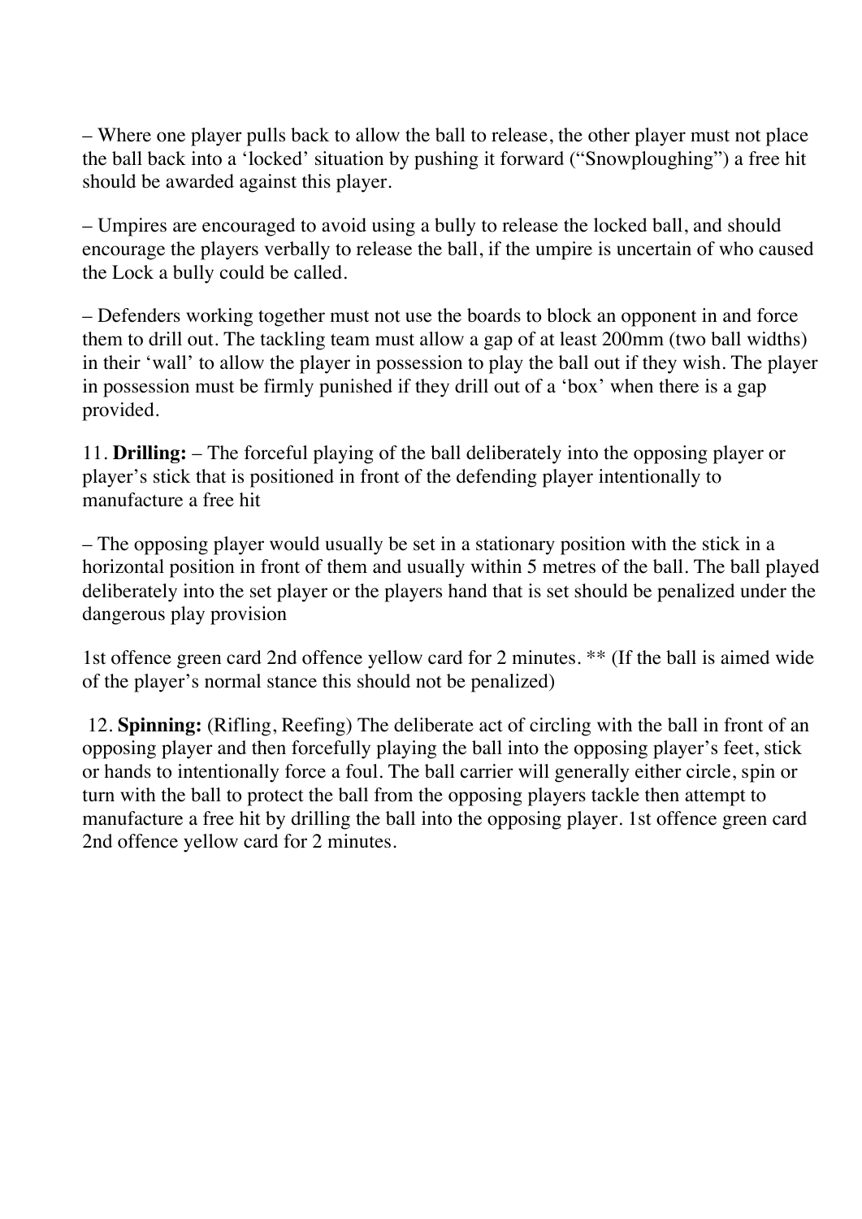– Where one player pulls back to allow the ball to release, the other player must not place the ball back into a 'locked' situation by pushing it forward ("Snowploughing") a free hit should be awarded against this player.

– Umpires are encouraged to avoid using a bully to release the locked ball, and should encourage the players verbally to release the ball, if the umpire is uncertain of who caused the Lock a bully could be called.

– Defenders working together must not use the boards to block an opponent in and force them to drill out. The tackling team must allow a gap of at least 200mm (two ball widths) in their 'wall' to allow the player in possession to play the ball out if they wish. The player in possession must be firmly punished if they drill out of a 'box' when there is a gap provided.

11. **Drilling:** – The forceful playing of the ball deliberately into the opposing player or player's stick that is positioned in front of the defending player intentionally to manufacture a free hit

– The opposing player would usually be set in a stationary position with the stick in a horizontal position in front of them and usually within 5 metres of the ball. The ball played deliberately into the set player or the players hand that is set should be penalized under the dangerous play provision

1st offence green card 2nd offence yellow card for 2 minutes. ** (If the ball is aimed wide of the player's normal stance this should not be penalized)

12. **Spinning:** (Rifling, Reefing) The deliberate act of circling with the ball in front of an opposing player and then forcefully playing the ball into the opposing player's feet, stick or hands to intentionally force a foul. The ball carrier will generally either circle, spin or turn with the ball to protect the ball from the opposing players tackle then attempt to manufacture a free hit by drilling the ball into the opposing player. 1st offence green card 2nd offence yellow card for 2 minutes.